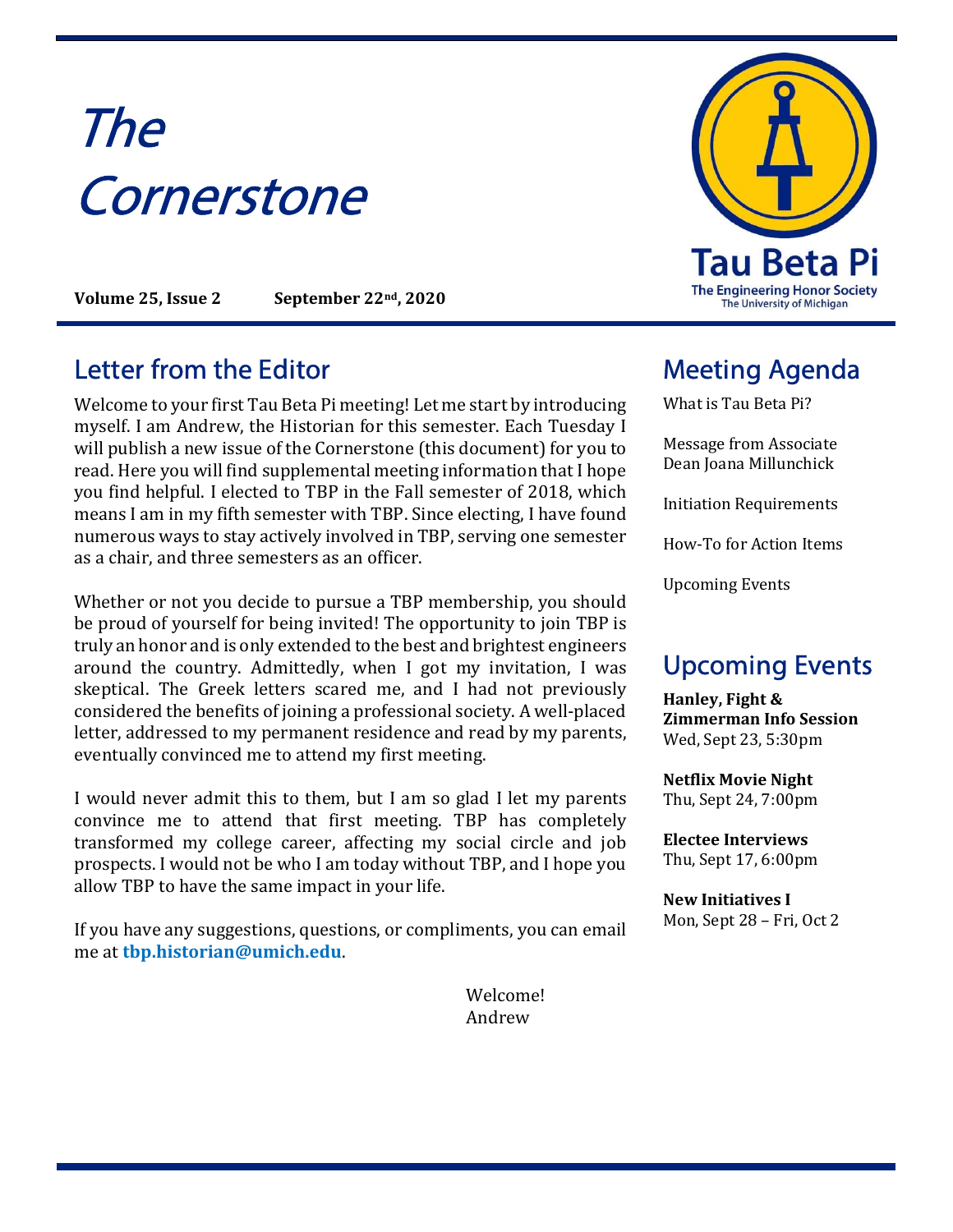# The Cornerstone

**Volume 25, Issue 2** **September 22nd, 2020**

Tau Beta Pi
The Engineering Honor Society
The University of Michigan

## Letter from the Editor

Welcome to your first Tau Beta Pi meeting! Let me start by introducing myself. I am Andrew, the Historian for this semester. Each Tuesday I will publish a new issue of the Cornerstone (this document) for you to read. Here you will find supplemental meeting information that I hope you find helpful. I elected to TBP in the Fall semester of 2018, which means I am in my fifth semester with TBP. Since electing, I have found numerous ways to stay actively involved in TBP, serving one semester as a chair, and three semesters as an officer.

Whether or not you decide to pursue a TBP membership, you should be proud of yourself for being invited! The opportunity to join TBP is truly an honor and is only extended to the best and brightest engineers around the country. Admittedly, when I got my invitation, I was skeptical. The Greek letters scared me, and I had not previously considered the benefits of joining a professional society. A well-placed letter, addressed to my permanent residence and read by my parents, eventually convinced me to attend my first meeting.

I would never admit this to them, but I am so glad I let my parents convince me to attend that first meeting. TBP has completely transformed my college career, affecting my social circle and job prospects. I would not be who I am today without TBP, and I hope you allow TBP to have the same impact in your life.

If you have any suggestions, questions, or compliments, you can email me at **tbp.historian@umich.edu**.

Welcome!
Andrew

## Meeting Agenda

What is Tau Beta Pi?

Message from Associate Dean Joana Millunchick

Initiation Requirements

How-To for Action Items

Upcoming Events

## Upcoming Events

**Hanley, Fight & Zimmerman Info Session**
Wed, Sept 23, 5:30pm

**Netflix Movie Night**
Thu, Sept 24, 7:00pm

**Electee Interviews**
Thu, Sept 17, 6:00pm

**New Initiatives I**
Mon, Sept 28 – Fri, Oct 2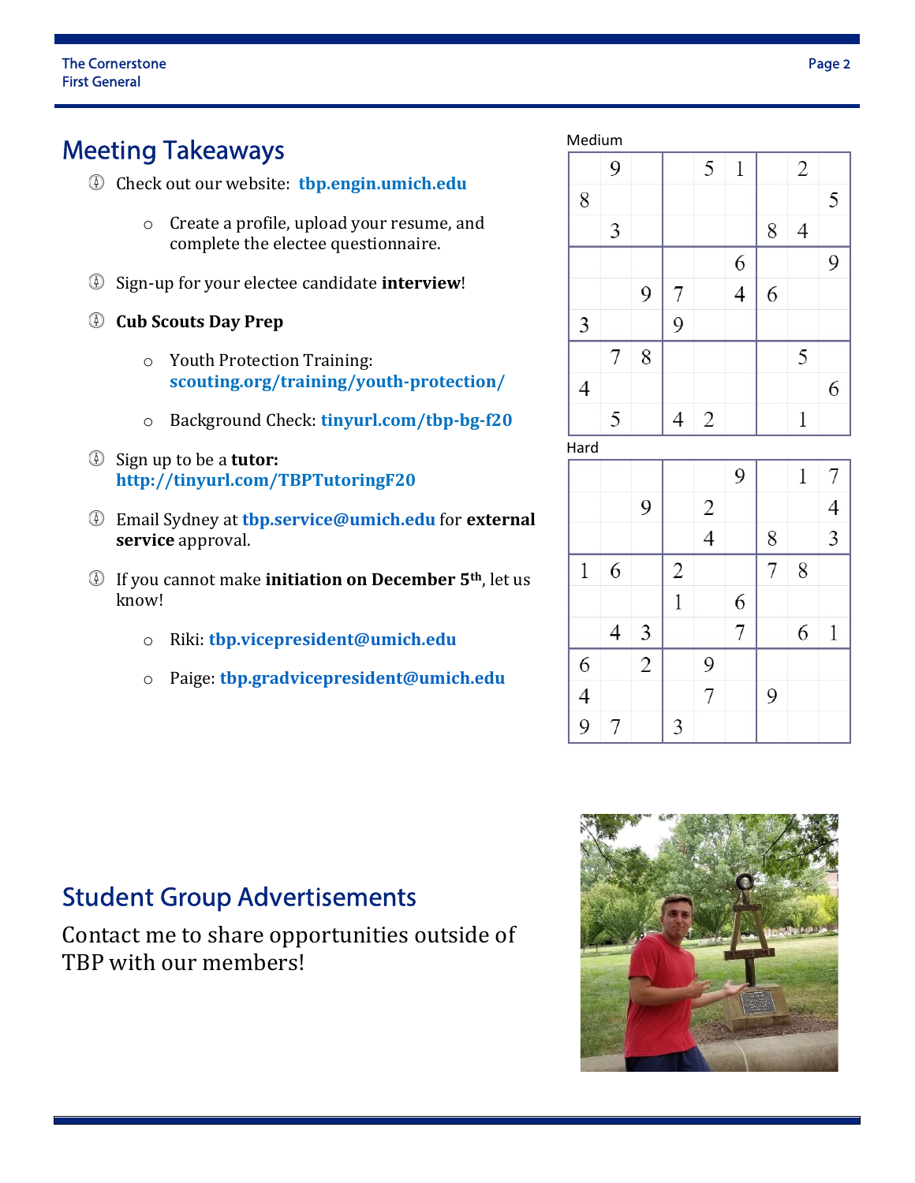## Meeting Takeaways

- Check out our website: **tbp.engin.umich.edu**
  - Create a profile, upload your resume, and complete the electee questionnaire.
- Sign-up for your electee candidate **interview**!
- **Cub Scouts Day Prep**
  - Youth Protection Training: **scouting.org/training/youth-protection/**
  - Background Check: **tinyurl.com/tbp-bg-f20**
- Sign up to be a **tutor:** **http://tinyurl.com/TBPTutoringF20**
- Email Sydney at **tbp.service@umich.edu** for **external service** approval.
- If you cannot make **initiation on December 5th**, let us know!
  - Riki: **tbp.vicepresident@umich.edu**
  - Paige: **tbp.gradvicepresident@umich.edu**

Medium

| | | | | | | | | |
|---|---|---|---|---|---|---|---|---|
| | 9 | | | 5 | 1 | | 2 | |
| 8 | | | | | | | | 5 |
| | 3 | | | | | 8 | 4 | |
| | | | | | 6 | | | 9 |
| | | 9 | 7 | | 4 | 6 | | |
| 3 | | | 9 | | | | | |
| | 7 | 8 | | | | | 5 | |
| 4 | | | | | | | | 6 |
| | 5 | | 4 | 2 | | | 1 | |

Hard

| | | | | | | | | |
|---|---|---|---|---|---|---|---|---|
| | | | | | 9 | | 1 | 7 |
| | | 9 | | 2 | | | | 4 |
| | | | | 4 | | 8 | | 3 |
| 1 | 6 | | 2 | | | 7 | 8 | |
| | | | 1 | | 6 | | | |
| | 4 | 3 | | | 7 | | 6 | 1 |
| 6 | | 2 | | 9 | | | | |
| 4 | | | | 7 | | 9 | | |
| 9 | 7 | | 3 | | | | | |

## Student Group Advertisements

Contact me to share opportunities outside of TBP with our members!